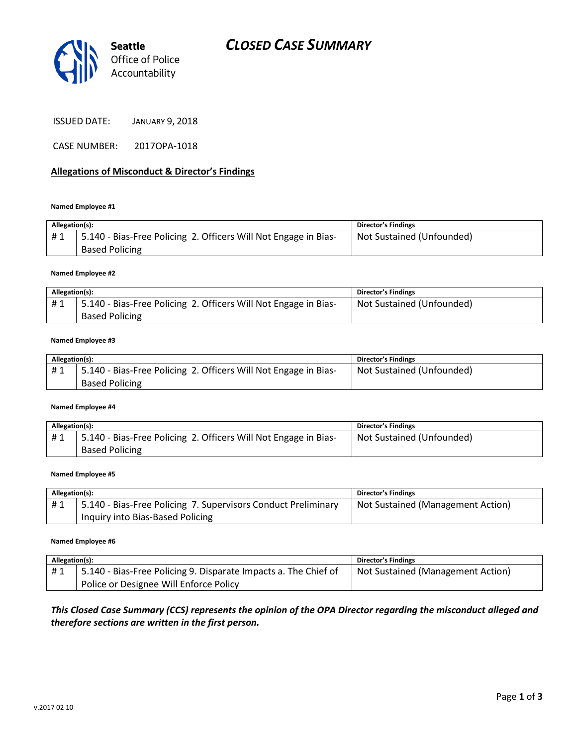Seattle Office of Police Accountability

# CLOSED CASE SUMMARY

ISSUED DATE: JANUARY 9, 2018

CASE NUMBER: 2017OPA-1018

## Allegations of Misconduct & Director's Findings

**Named Employee #1**

| Allegation(s): | | Director's Findings |
|---|---|---|
| # 1 | 5.140 - Bias-Free Policing 2. Officers Will Not Engage in Bias-Based Policing | Not Sustained (Unfounded) |

**Named Employee #2**

| Allegation(s): | | Director's Findings |
|---|---|---|
| # 1 | 5.140 - Bias-Free Policing 2. Officers Will Not Engage in Bias-Based Policing | Not Sustained (Unfounded) |

**Named Employee #3**

| Allegation(s): | | Director's Findings |
|---|---|---|
| # 1 | 5.140 - Bias-Free Policing 2. Officers Will Not Engage in Bias-Based Policing | Not Sustained (Unfounded) |

**Named Employee #4**

| Allegation(s): | | Director's Findings |
|---|---|---|
| # 1 | 5.140 - Bias-Free Policing 2. Officers Will Not Engage in Bias-Based Policing | Not Sustained (Unfounded) |

**Named Employee #5**

| Allegation(s): | | Director's Findings |
|---|---|---|
| # 1 | 5.140 - Bias-Free Policing 7. Supervisors Conduct Preliminary Inquiry into Bias-Based Policing | Not Sustained (Management Action) |

**Named Employee #6**

| Allegation(s): | | Director's Findings |
|---|---|---|
| # 1 | 5.140 - Bias-Free Policing 9. Disparate Impacts a. The Chief of Police or Designee Will Enforce Policy | Not Sustained (Management Action) |

***This Closed Case Summary (CCS) represents the opinion of the OPA Director regarding the misconduct alleged and therefore sections are written in the first person.***

v.2017 02 10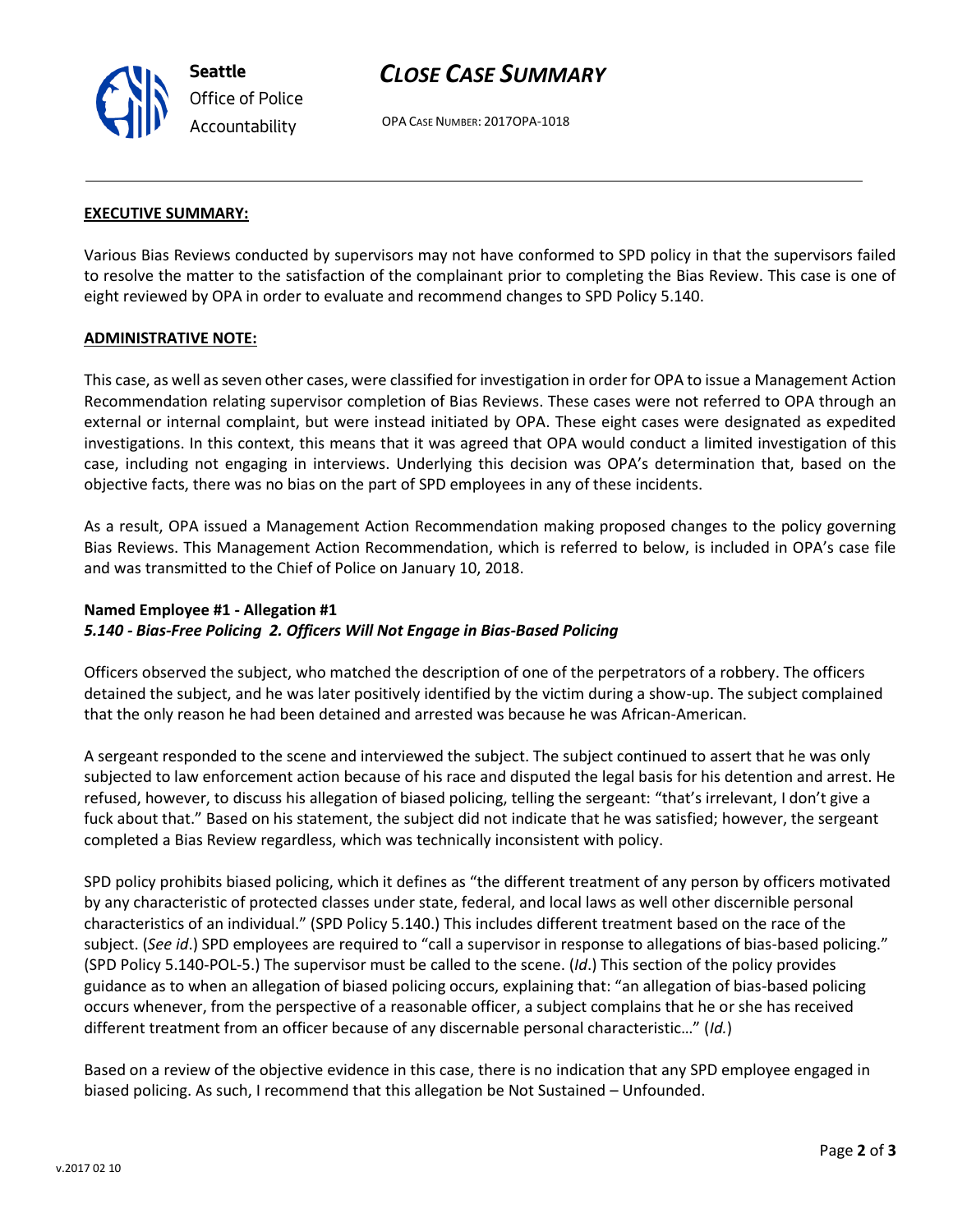**Seattle**
Office of Police
Accountability

# *CLOSE CASE SUMMARY*

OPA CASE NUMBER: 2017OPA-1018

**EXECUTIVE SUMMARY:**

Various Bias Reviews conducted by supervisors may not have conformed to SPD policy in that the supervisors failed to resolve the matter to the satisfaction of the complainant prior to completing the Bias Review. This case is one of eight reviewed by OPA in order to evaluate and recommend changes to SPD Policy 5.140.

**ADMINISTRATIVE NOTE:**

This case, as well as seven other cases, were classified for investigation in order for OPA to issue a Management Action Recommendation relating supervisor completion of Bias Reviews. These cases were not referred to OPA through an external or internal complaint, but were instead initiated by OPA. These eight cases were designated as expedited investigations. In this context, this means that it was agreed that OPA would conduct a limited investigation of this case, including not engaging in interviews. Underlying this decision was OPA's determination that, based on the objective facts, there was no bias on the part of SPD employees in any of these incidents.

As a result, OPA issued a Management Action Recommendation making proposed changes to the policy governing Bias Reviews. This Management Action Recommendation, which is referred to below, is included in OPA's case file and was transmitted to the Chief of Police on January 10, 2018.

**Named Employee #1 - Allegation #1**
***5.140 - Bias-Free Policing 2. Officers Will Not Engage in Bias-Based Policing***

Officers observed the subject, who matched the description of one of the perpetrators of a robbery. The officers detained the subject, and he was later positively identified by the victim during a show-up. The subject complained that the only reason he had been detained and arrested was because he was African-American.

A sergeant responded to the scene and interviewed the subject. The subject continued to assert that he was only subjected to law enforcement action because of his race and disputed the legal basis for his detention and arrest. He refused, however, to discuss his allegation of biased policing, telling the sergeant: "that's irrelevant, I don't give a fuck about that." Based on his statement, the subject did not indicate that he was satisfied; however, the sergeant completed a Bias Review regardless, which was technically inconsistent with policy.

SPD policy prohibits biased policing, which it defines as "the different treatment of any person by officers motivated by any characteristic of protected classes under state, federal, and local laws as well other discernible personal characteristics of an individual." (SPD Policy 5.140.) This includes different treatment based on the race of the subject. (*See id*.) SPD employees are required to "call a supervisor in response to allegations of bias-based policing." (SPD Policy 5.140-POL-5.) The supervisor must be called to the scene. (*Id*.) This section of the policy provides guidance as to when an allegation of biased policing occurs, explaining that: "an allegation of bias-based policing occurs whenever, from the perspective of a reasonable officer, a subject complains that he or she has received different treatment from an officer because of any discernable personal characteristic…" (*Id.*)

Based on a review of the objective evidence in this case, there is no indication that any SPD employee engaged in biased policing. As such, I recommend that this allegation be Not Sustained – Unfounded.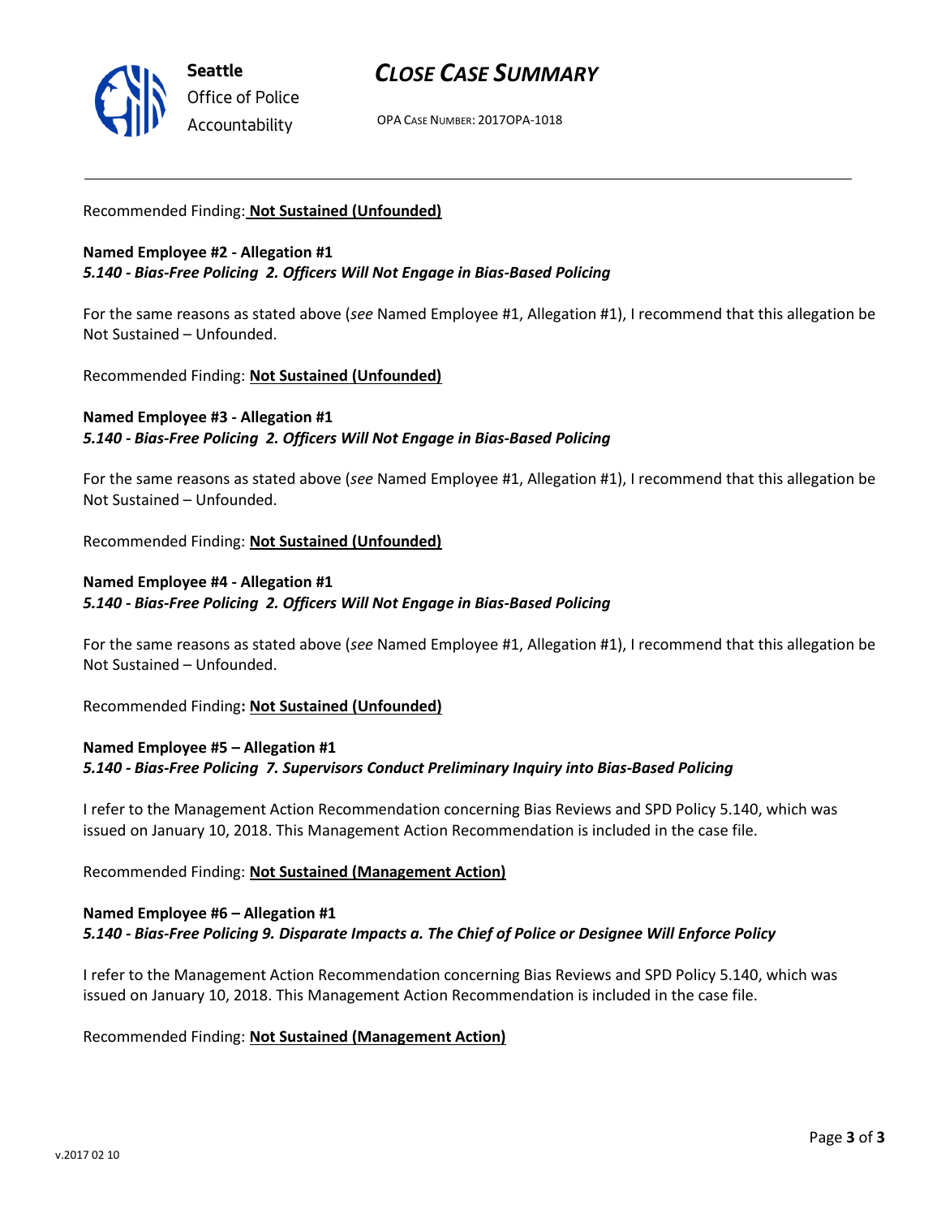Recommended Finding: **Not Sustained (Unfounded)**

**Named Employee #2 - Allegation #1**
***5.140 - Bias-Free Policing 2. Officers Will Not Engage in Bias-Based Policing***

For the same reasons as stated above (*see* Named Employee #1, Allegation #1), I recommend that this allegation be Not Sustained – Unfounded.

Recommended Finding: **Not Sustained (Unfounded)**

**Named Employee #3 - Allegation #1**
***5.140 - Bias-Free Policing 2. Officers Will Not Engage in Bias-Based Policing***

For the same reasons as stated above (*see* Named Employee #1, Allegation #1), I recommend that this allegation be Not Sustained – Unfounded.

Recommended Finding: **Not Sustained (Unfounded)**

**Named Employee #4 - Allegation #1**
***5.140 - Bias-Free Policing 2. Officers Will Not Engage in Bias-Based Policing***

For the same reasons as stated above (*see* Named Employee #1, Allegation #1), I recommend that this allegation be Not Sustained – Unfounded.

Recommended Finding**: Not Sustained (Unfounded)**

**Named Employee #5 – Allegation #1**
***5.140 - Bias-Free Policing 7. Supervisors Conduct Preliminary Inquiry into Bias-Based Policing***

I refer to the Management Action Recommendation concerning Bias Reviews and SPD Policy 5.140, which was issued on January 10, 2018. This Management Action Recommendation is included in the case file.

Recommended Finding: **Not Sustained (Management Action)**

**Named Employee #6 – Allegation #1**
***5.140 - Bias-Free Policing 9. Disparate Impacts a. The Chief of Police or Designee Will Enforce Policy***

I refer to the Management Action Recommendation concerning Bias Reviews and SPD Policy 5.140, which was issued on January 10, 2018. This Management Action Recommendation is included in the case file.

Recommended Finding: **Not Sustained (Management Action)**